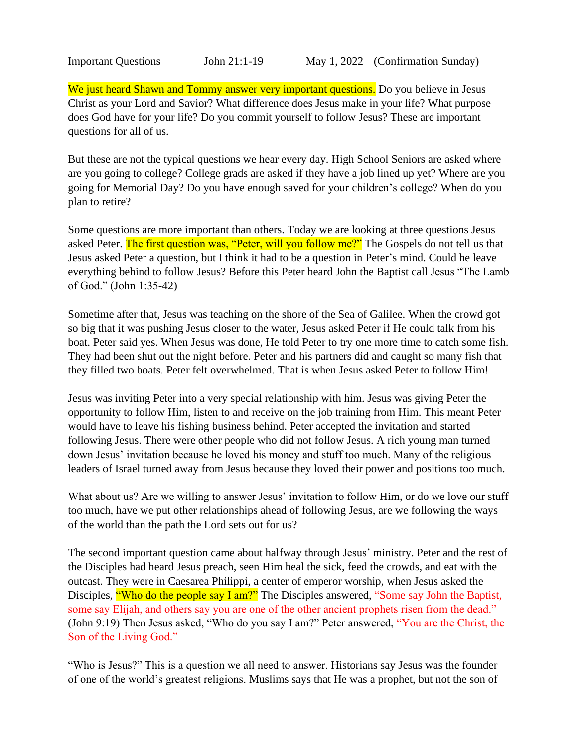Important Questions John 21:1-19 May 1, 2022 (Confirmation Sunday)

We just heard Shawn and Tommy answer very important questions. Do you believe in Jesus Christ as your Lord and Savior? What difference does Jesus make in your life? What purpose does God have for your life? Do you commit yourself to follow Jesus? These are important questions for all of us.

But these are not the typical questions we hear every day. High School Seniors are asked where are you going to college? College grads are asked if they have a job lined up yet? Where are you going for Memorial Day? Do you have enough saved for your children's college? When do you plan to retire?

Some questions are more important than others. Today we are looking at three questions Jesus asked Peter. The first question was, "Peter, will you follow me?" The Gospels do not tell us that Jesus asked Peter a question, but I think it had to be a question in Peter's mind. Could he leave everything behind to follow Jesus? Before this Peter heard John the Baptist call Jesus "The Lamb of God." (John 1:35-42)

Sometime after that, Jesus was teaching on the shore of the Sea of Galilee. When the crowd got so big that it was pushing Jesus closer to the water, Jesus asked Peter if He could talk from his boat. Peter said yes. When Jesus was done, He told Peter to try one more time to catch some fish. They had been shut out the night before. Peter and his partners did and caught so many fish that they filled two boats. Peter felt overwhelmed. That is when Jesus asked Peter to follow Him!

Jesus was inviting Peter into a very special relationship with him. Jesus was giving Peter the opportunity to follow Him, listen to and receive on the job training from Him. This meant Peter would have to leave his fishing business behind. Peter accepted the invitation and started following Jesus. There were other people who did not follow Jesus. A rich young man turned down Jesus' invitation because he loved his money and stuff too much. Many of the religious leaders of Israel turned away from Jesus because they loved their power and positions too much.

What about us? Are we willing to answer Jesus' invitation to follow Him, or do we love our stuff too much, have we put other relationships ahead of following Jesus, are we following the ways of the world than the path the Lord sets out for us?

The second important question came about halfway through Jesus' ministry. Peter and the rest of the Disciples had heard Jesus preach, seen Him heal the sick, feed the crowds, and eat with the outcast. They were in Caesarea Philippi, a center of emperor worship, when Jesus asked the Disciples, "Who do the people say I am?" The Disciples answered, "Some say John the Baptist, some say Elijah, and others say you are one of the other ancient prophets risen from the dead." (John 9:19) Then Jesus asked, "Who do you say I am?" Peter answered, "You are the Christ, the Son of the Living God."

"Who is Jesus?" This is a question we all need to answer. Historians say Jesus was the founder of one of the world's greatest religions. Muslims says that He was a prophet, but not the son of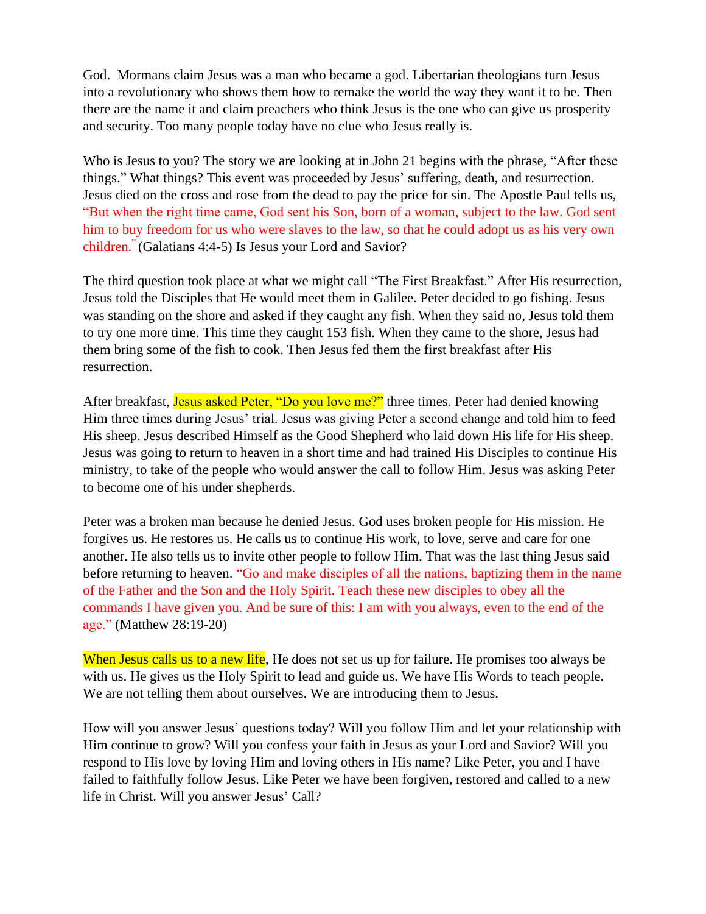God. Mormans claim Jesus was a man who became a god. Libertarian theologians turn Jesus into a revolutionary who shows them how to remake the world the way they want it to be. Then there are the name it and claim preachers who think Jesus is the one who can give us prosperity and security. Too many people today have no clue who Jesus really is.

Who is Jesus to you? The story we are looking at in John 21 begins with the phrase, "After these things." What things? This event was proceeded by Jesus' suffering, death, and resurrection. Jesus died on the cross and rose from the dead to pay the price for sin. The Apostle Paul tells us, "But when the right time came, God sent his Son, born of a woman, subject to the law. God sent him to buy freedom for us who were slaves to the law, so that he could adopt us as his very own children." (Galatians 4:4-5) Is Jesus your Lord and Savior?

The third question took place at what we might call "The First Breakfast." After His resurrection, Jesus told the Disciples that He would meet them in Galilee. Peter decided to go fishing. Jesus was standing on the shore and asked if they caught any fish. When they said no, Jesus told them to try one more time. This time they caught 153 fish. When they came to the shore, Jesus had them bring some of the fish to cook. Then Jesus fed them the first breakfast after His resurrection.

After breakfast, Jesus asked Peter, "Do you love me?" three times. Peter had denied knowing Him three times during Jesus' trial. Jesus was giving Peter a second change and told him to feed His sheep. Jesus described Himself as the Good Shepherd who laid down His life for His sheep. Jesus was going to return to heaven in a short time and had trained His Disciples to continue His ministry, to take of the people who would answer the call to follow Him. Jesus was asking Peter to become one of his under shepherds.

Peter was a broken man because he denied Jesus. God uses broken people for His mission. He forgives us. He restores us. He calls us to continue His work, to love, serve and care for one another. He also tells us to invite other people to follow Him. That was the last thing Jesus said before returning to heaven. "Go and make disciples of all the nations, baptizing them in the name of the Father and the Son and the Holy Spirit. Teach these new disciples to obey all the commands I have given you. And be sure of this: I am with you always, even to the end of the age." (Matthew 28:19-20)

When Jesus calls us to a new life, He does not set us up for failure. He promises too always be with us. He gives us the Holy Spirit to lead and guide us. We have His Words to teach people. We are not telling them about ourselves. We are introducing them to Jesus.

How will you answer Jesus' questions today? Will you follow Him and let your relationship with Him continue to grow? Will you confess your faith in Jesus as your Lord and Savior? Will you respond to His love by loving Him and loving others in His name? Like Peter, you and I have failed to faithfully follow Jesus. Like Peter we have been forgiven, restored and called to a new life in Christ. Will you answer Jesus' Call?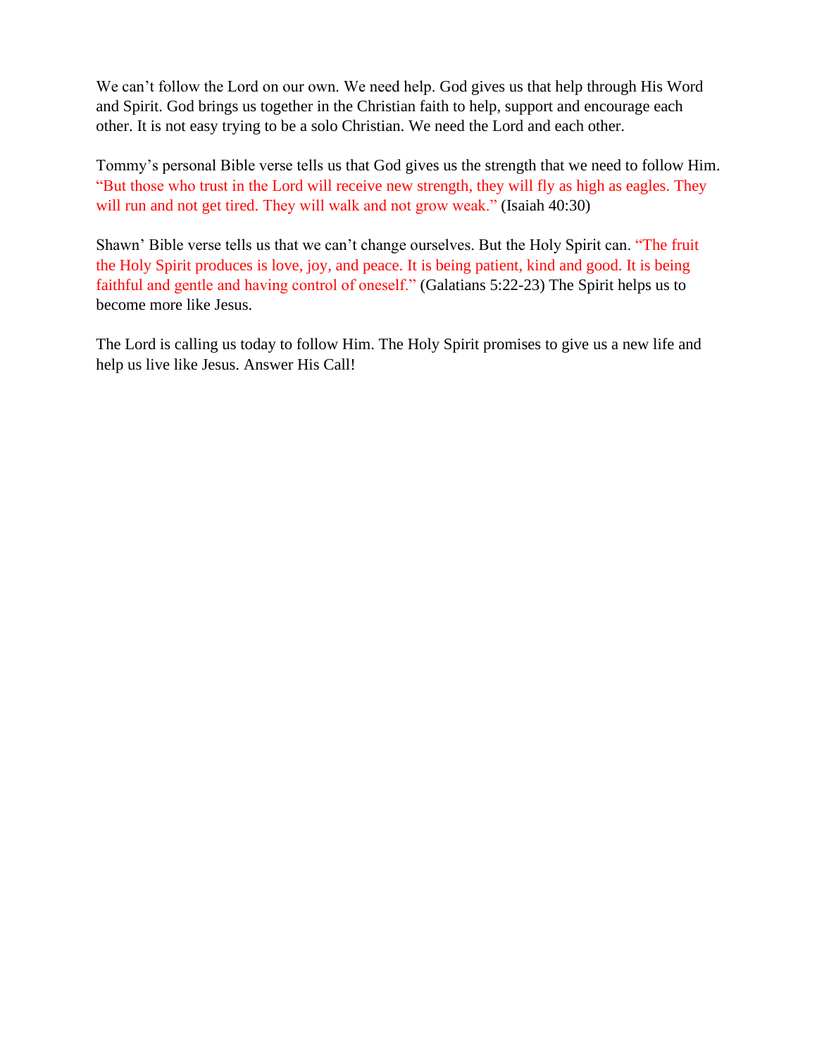We can't follow the Lord on our own. We need help. God gives us that help through His Word and Spirit. God brings us together in the Christian faith to help, support and encourage each other. It is not easy trying to be a solo Christian. We need the Lord and each other.

Tommy's personal Bible verse tells us that God gives us the strength that we need to follow Him. "But those who trust in the Lord will receive new strength, they will fly as high as eagles. They will run and not get tired. They will walk and not grow weak." (Isaiah 40:30)

Shawn' Bible verse tells us that we can't change ourselves. But the Holy Spirit can. "The fruit the Holy Spirit produces is love, joy, and peace. It is being patient, kind and good. It is being faithful and gentle and having control of oneself." (Galatians 5:22-23) The Spirit helps us to become more like Jesus.

The Lord is calling us today to follow Him. The Holy Spirit promises to give us a new life and help us live like Jesus. Answer His Call!